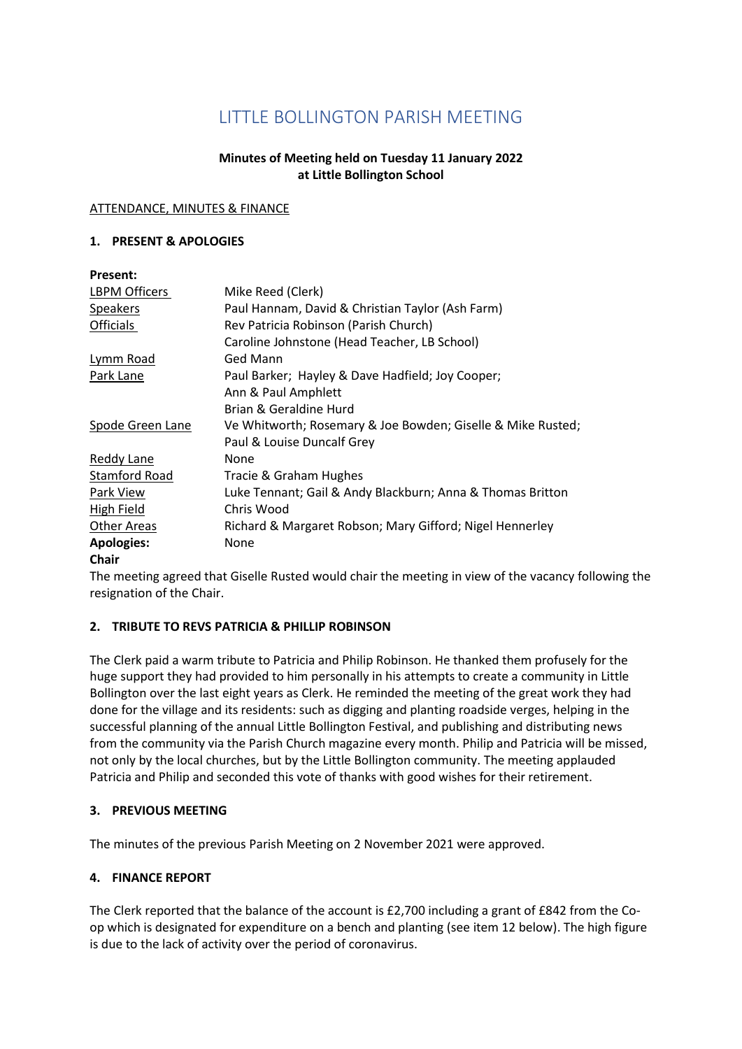# LITTLE BOLLINGTON PARISH MEETING

**Minutes of Meeting held on Tuesday 11 January 2022**
**at Little Bollington School**

ATTENDANCE, MINUTES & FINANCE

## 1. PRESENT & APOLOGIES

**Present:**

| | |
|---|---|
| LBPM Officers | Mike Reed (Clerk) |
| Speakers | Paul Hannam, David & Christian Taylor (Ash Farm) |
| Officials | Rev Patricia Robinson (Parish Church) |
| | Caroline Johnstone (Head Teacher, LB School) |
| Lymm Road | Ged Mann |
| Park Lane | Paul Barker; Hayley & Dave Hadfield; Joy Cooper; |
| | Ann & Paul Amphlett |
| | Brian & Geraldine Hurd |
| Spode Green Lane | Ve Whitworth; Rosemary & Joe Bowden; Giselle & Mike Rusted; |
| | Paul & Louise Duncalf Grey |
| Reddy Lane | None |
| Stamford Road | Tracie & Graham Hughes |
| Park View | Luke Tennant; Gail & Andy Blackburn; Anna & Thomas Britton |
| High Field | Chris Wood |
| Other Areas | Richard & Margaret Robson; Mary Gifford; Nigel Hennerley |
| **Apologies:** | None |

**Chair**

The meeting agreed that Giselle Rusted would chair the meeting in view of the vacancy following the resignation of the Chair.

## 2. TRIBUTE TO REVS PATRICIA & PHILLIP ROBINSON

The Clerk paid a warm tribute to Patricia and Philip Robinson. He thanked them profusely for the huge support they had provided to him personally in his attempts to create a community in Little Bollington over the last eight years as Clerk. He reminded the meeting of the great work they had done for the village and its residents: such as digging and planting roadside verges, helping in the successful planning of the annual Little Bollington Festival, and publishing and distributing news from the community via the Parish Church magazine every month. Philip and Patricia will be missed, not only by the local churches, but by the Little Bollington community. The meeting applauded Patricia and Philip and seconded this vote of thanks with good wishes for their retirement.

## 3. PREVIOUS MEETING

The minutes of the previous Parish Meeting on 2 November 2021 were approved.

## 4. FINANCE REPORT

The Clerk reported that the balance of the account is £2,700 including a grant of £842 from the Co-op which is designated for expenditure on a bench and planting (see item 12 below). The high figure is due to the lack of activity over the period of coronavirus.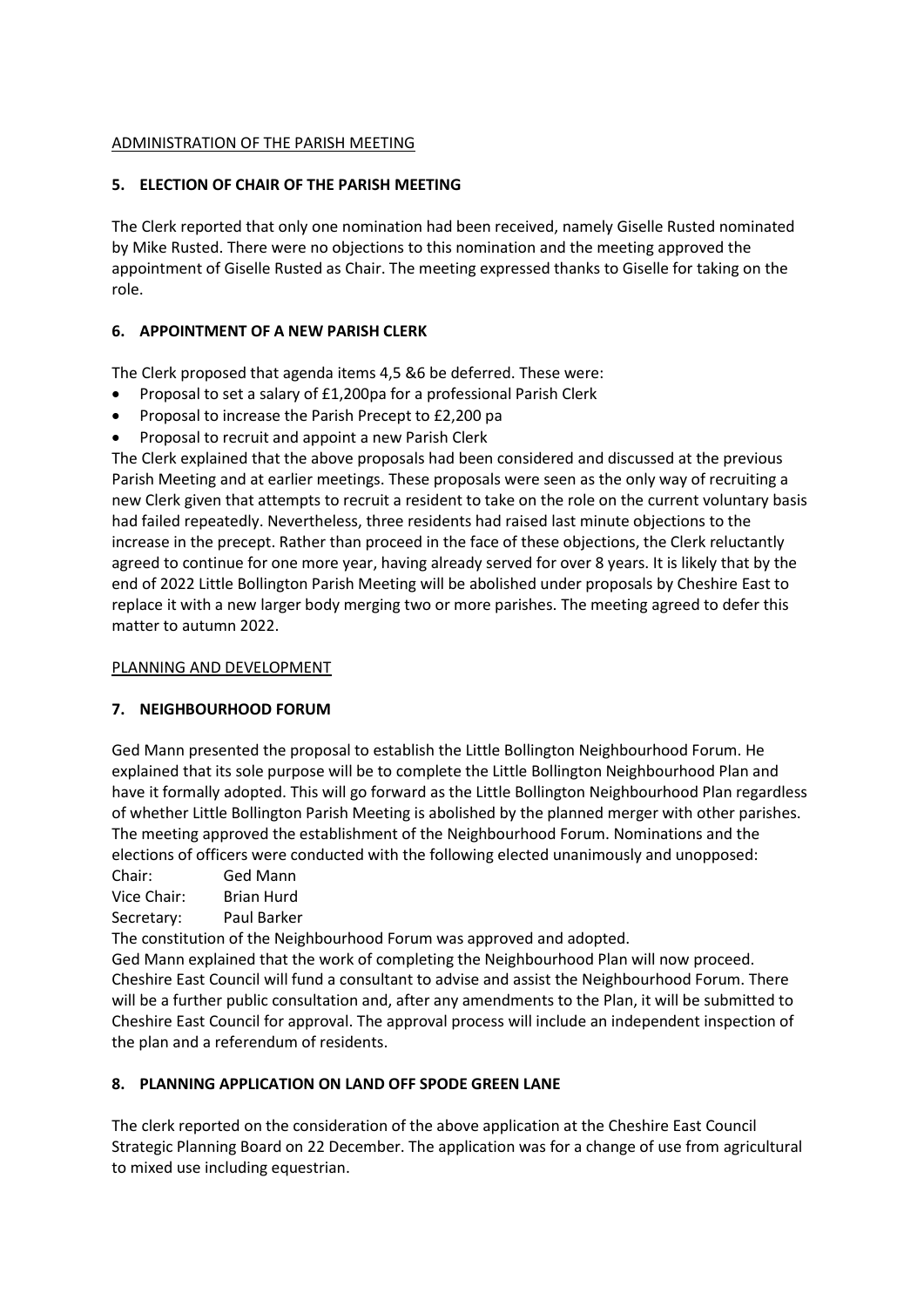ADMINISTRATION OF THE PARISH MEETING

## 5. ELECTION OF CHAIR OF THE PARISH MEETING

The Clerk reported that only one nomination had been received, namely Giselle Rusted nominated by Mike Rusted. There were no objections to this nomination and the meeting approved the appointment of Giselle Rusted as Chair. The meeting expressed thanks to Giselle for taking on the role.

## 6. APPOINTMENT OF A NEW PARISH CLERK

The Clerk proposed that agenda items 4,5 &6 be deferred. These were:

- Proposal to set a salary of £1,200pa for a professional Parish Clerk
- Proposal to increase the Parish Precept to £2,200 pa
- Proposal to recruit and appoint a new Parish Clerk

The Clerk explained that the above proposals had been considered and discussed at the previous Parish Meeting and at earlier meetings. These proposals were seen as the only way of recruiting a new Clerk given that attempts to recruit a resident to take on the role on the current voluntary basis had failed repeatedly. Nevertheless, three residents had raised last minute objections to the increase in the precept. Rather than proceed in the face of these objections, the Clerk reluctantly agreed to continue for one more year, having already served for over 8 years. It is likely that by the end of 2022 Little Bollington Parish Meeting will be abolished under proposals by Cheshire East to replace it with a new larger body merging two or more parishes. The meeting agreed to defer this matter to autumn 2022.

PLANNING AND DEVELOPMENT

## 7. NEIGHBOURHOOD FORUM

Ged Mann presented the proposal to establish the Little Bollington Neighbourhood Forum. He explained that its sole purpose will be to complete the Little Bollington Neighbourhood Plan and have it formally adopted. This will go forward as the Little Bollington Neighbourhood Plan regardless of whether Little Bollington Parish Meeting is abolished by the planned merger with other parishes. The meeting approved the establishment of the Neighbourhood Forum. Nominations and the elections of officers were conducted with the following elected unanimously and unopposed:

Chair: Ged Mann
Vice Chair: Brian Hurd
Secretary: Paul Barker

The constitution of the Neighbourhood Forum was approved and adopted.

Ged Mann explained that the work of completing the Neighbourhood Plan will now proceed. Cheshire East Council will fund a consultant to advise and assist the Neighbourhood Forum. There will be a further public consultation and, after any amendments to the Plan, it will be submitted to Cheshire East Council for approval. The approval process will include an independent inspection of the plan and a referendum of residents.

## 8. PLANNING APPLICATION ON LAND OFF SPODE GREEN LANE

The clerk reported on the consideration of the above application at the Cheshire East Council Strategic Planning Board on 22 December. The application was for a change of use from agricultural to mixed use including equestrian.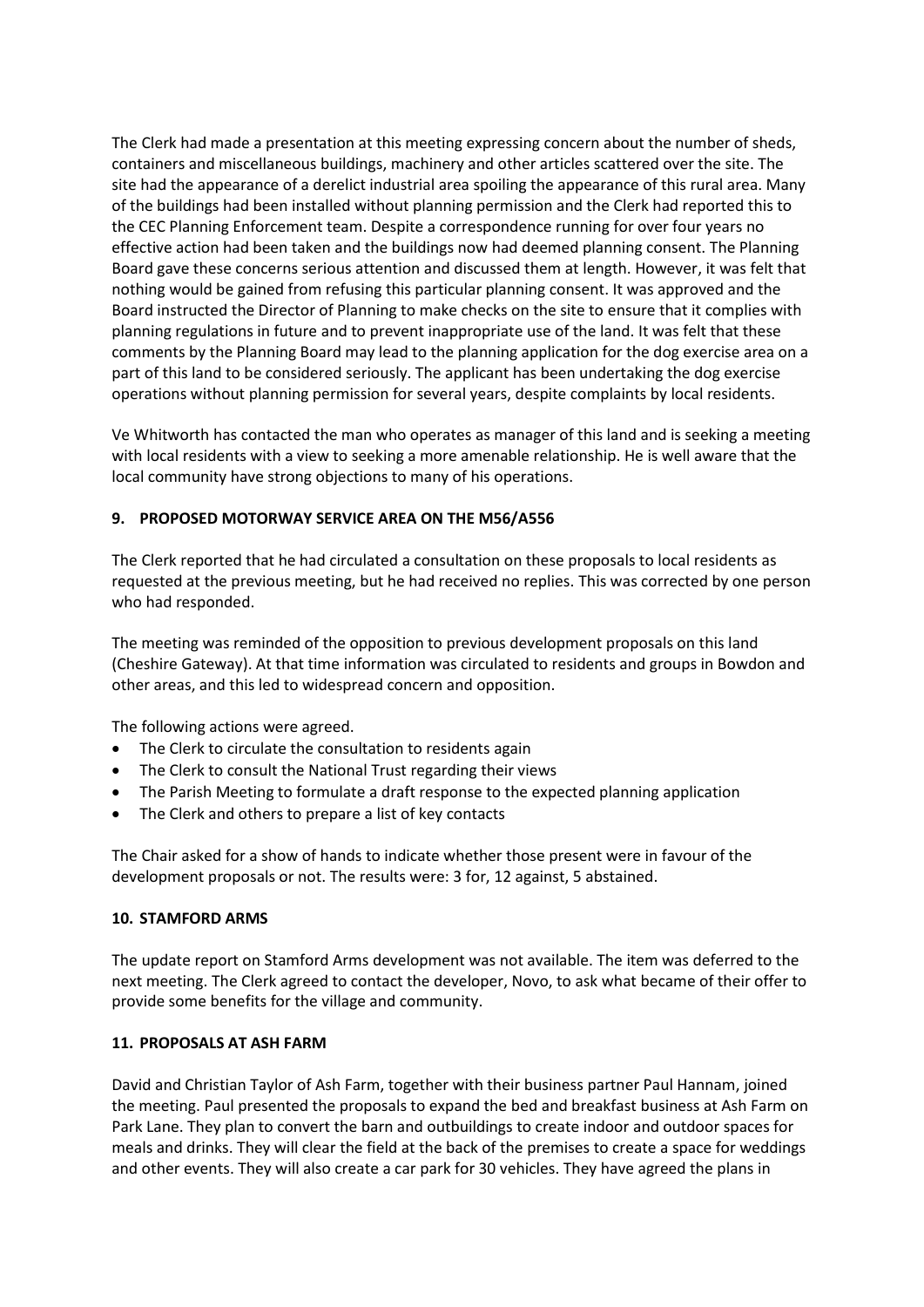The Clerk had made a presentation at this meeting expressing concern about the number of sheds, containers and miscellaneous buildings, machinery and other articles scattered over the site. The site had the appearance of a derelict industrial area spoiling the appearance of this rural area. Many of the buildings had been installed without planning permission and the Clerk had reported this to the CEC Planning Enforcement team. Despite a correspondence running for over four years no effective action had been taken and the buildings now had deemed planning consent. The Planning Board gave these concerns serious attention and discussed them at length. However, it was felt that nothing would be gained from refusing this particular planning consent. It was approved and the Board instructed the Director of Planning to make checks on the site to ensure that it complies with planning regulations in future and to prevent inappropriate use of the land. It was felt that these comments by the Planning Board may lead to the planning application for the dog exercise area on a part of this land to be considered seriously. The applicant has been undertaking the dog exercise operations without planning permission for several years, despite complaints by local residents.

Ve Whitworth has contacted the man who operates as manager of this land and is seeking a meeting with local residents with a view to seeking a more amenable relationship. He is well aware that the local community have strong objections to many of his operations.

## 9. PROPOSED MOTORWAY SERVICE AREA ON THE M56/A556

The Clerk reported that he had circulated a consultation on these proposals to local residents as requested at the previous meeting, but he had received no replies. This was corrected by one person who had responded.

The meeting was reminded of the opposition to previous development proposals on this land (Cheshire Gateway). At that time information was circulated to residents and groups in Bowdon and other areas, and this led to widespread concern and opposition.

The following actions were agreed.

- The Clerk to circulate the consultation to residents again
- The Clerk to consult the National Trust regarding their views
- The Parish Meeting to formulate a draft response to the expected planning application
- The Clerk and others to prepare a list of key contacts

The Chair asked for a show of hands to indicate whether those present were in favour of the development proposals or not. The results were: 3 for, 12 against, 5 abstained.

## 10. STAMFORD ARMS

The update report on Stamford Arms development was not available. The item was deferred to the next meeting. The Clerk agreed to contact the developer, Novo, to ask what became of their offer to provide some benefits for the village and community.

## 11. PROPOSALS AT ASH FARM

David and Christian Taylor of Ash Farm, together with their business partner Paul Hannam, joined the meeting. Paul presented the proposals to expand the bed and breakfast business at Ash Farm on Park Lane. They plan to convert the barn and outbuildings to create indoor and outdoor spaces for meals and drinks. They will clear the field at the back of the premises to create a space for weddings and other events. They will also create a car park for 30 vehicles. They have agreed the plans in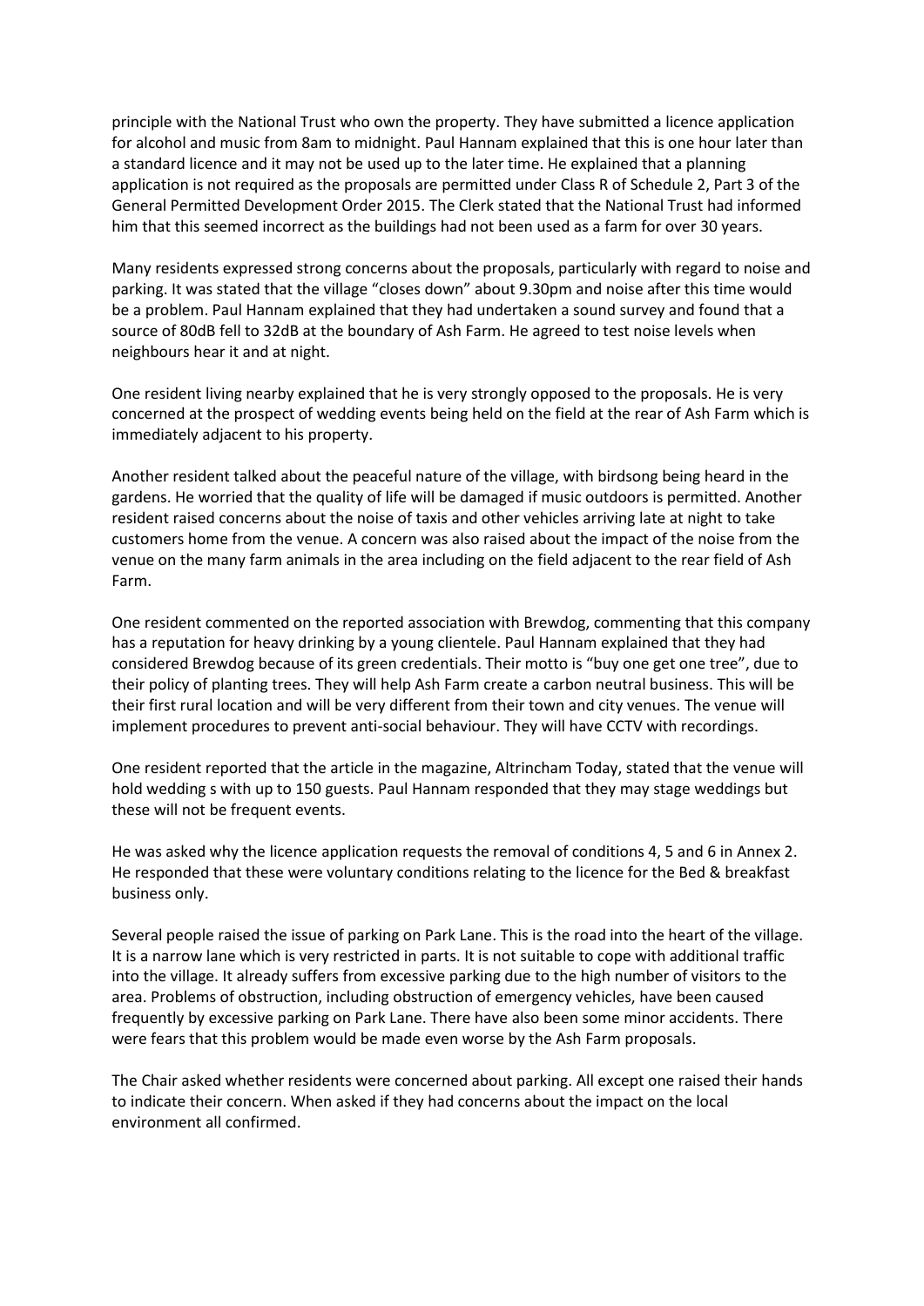principle with the National Trust who own the property. They have submitted a licence application for alcohol and music from 8am to midnight. Paul Hannam explained that this is one hour later than a standard licence and it may not be used up to the later time. He explained that a planning application is not required as the proposals are permitted under Class R of Schedule 2, Part 3 of the General Permitted Development Order 2015. The Clerk stated that the National Trust had informed him that this seemed incorrect as the buildings had not been used as a farm for over 30 years.

Many residents expressed strong concerns about the proposals, particularly with regard to noise and parking. It was stated that the village "closes down" about 9.30pm and noise after this time would be a problem. Paul Hannam explained that they had undertaken a sound survey and found that a source of 80dB fell to 32dB at the boundary of Ash Farm. He agreed to test noise levels when neighbours hear it and at night.

One resident living nearby explained that he is very strongly opposed to the proposals. He is very concerned at the prospect of wedding events being held on the field at the rear of Ash Farm which is immediately adjacent to his property.

Another resident talked about the peaceful nature of the village, with birdsong being heard in the gardens. He worried that the quality of life will be damaged if music outdoors is permitted. Another resident raised concerns about the noise of taxis and other vehicles arriving late at night to take customers home from the venue. A concern was also raised about the impact of the noise from the venue on the many farm animals in the area including on the field adjacent to the rear field of Ash Farm.

One resident commented on the reported association with Brewdog, commenting that this company has a reputation for heavy drinking by a young clientele. Paul Hannam explained that they had considered Brewdog because of its green credentials. Their motto is "buy one get one tree", due to their policy of planting trees. They will help Ash Farm create a carbon neutral business. This will be their first rural location and will be very different from their town and city venues. The venue will implement procedures to prevent anti-social behaviour. They will have CCTV with recordings.

One resident reported that the article in the magazine, Altrincham Today, stated that the venue will hold wedding s with up to 150 guests. Paul Hannam responded that they may stage weddings but these will not be frequent events.

He was asked why the licence application requests the removal of conditions 4, 5 and 6 in Annex 2. He responded that these were voluntary conditions relating to the licence for the Bed & breakfast business only.

Several people raised the issue of parking on Park Lane. This is the road into the heart of the village. It is a narrow lane which is very restricted in parts. It is not suitable to cope with additional traffic into the village. It already suffers from excessive parking due to the high number of visitors to the area. Problems of obstruction, including obstruction of emergency vehicles, have been caused frequently by excessive parking on Park Lane. There have also been some minor accidents. There were fears that this problem would be made even worse by the Ash Farm proposals.

The Chair asked whether residents were concerned about parking. All except one raised their hands to indicate their concern. When asked if they had concerns about the impact on the local environment all confirmed.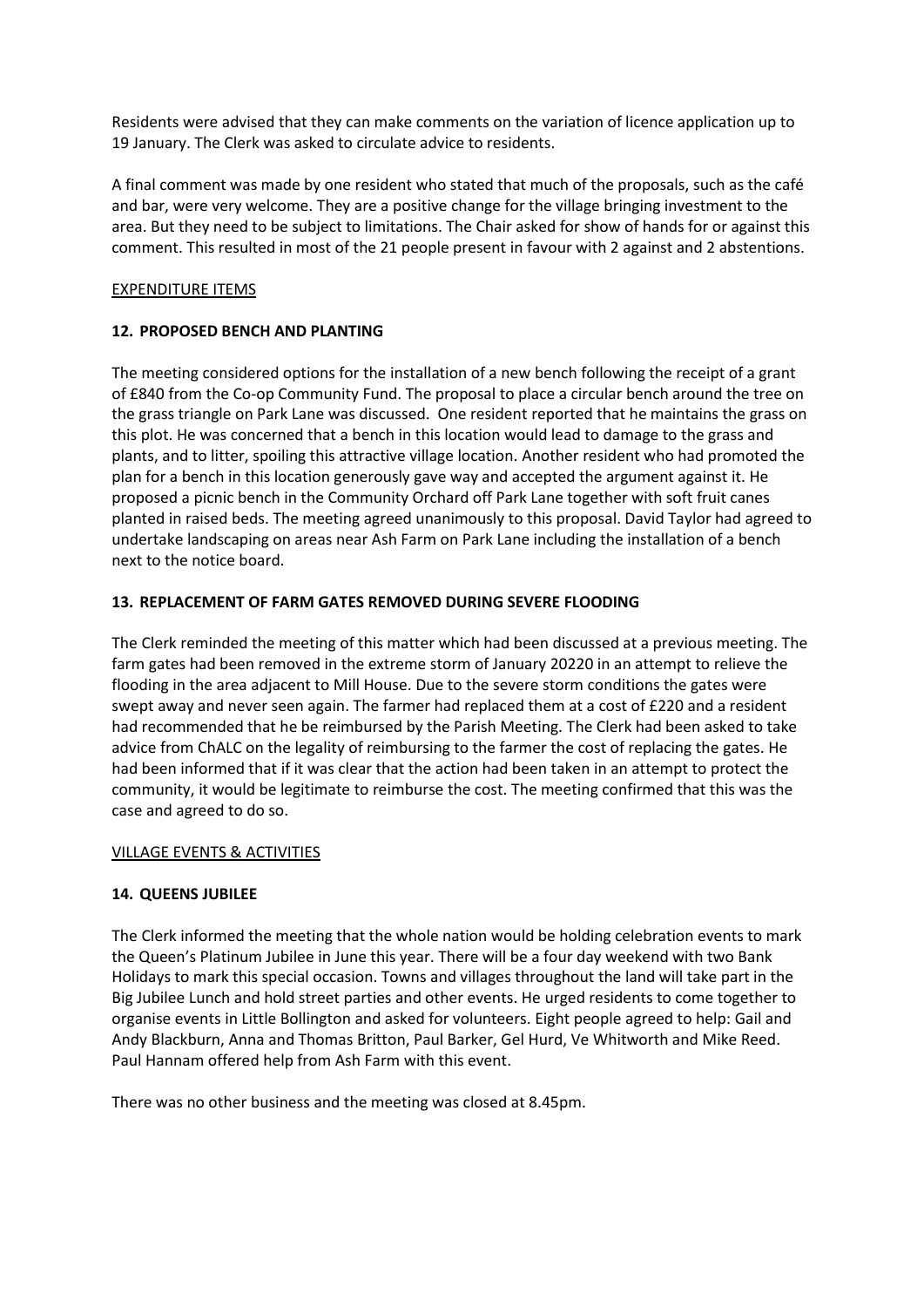Residents were advised that they can make comments on the variation of licence application up to 19 January. The Clerk was asked to circulate advice to residents.

A final comment was made by one resident who stated that much of the proposals, such as the café and bar, were very welcome. They are a positive change for the village bringing investment to the area. But they need to be subject to limitations. The Chair asked for show of hands for or against this comment. This resulted in most of the 21 people present in favour with 2 against and 2 abstentions.

## EXPENDITURE ITEMS

### 12. PROPOSED BENCH AND PLANTING

The meeting considered options for the installation of a new bench following the receipt of a grant of £840 from the Co-op Community Fund. The proposal to place a circular bench around the tree on the grass triangle on Park Lane was discussed. One resident reported that he maintains the grass on this plot. He was concerned that a bench in this location would lead to damage to the grass and plants, and to litter, spoiling this attractive village location. Another resident who had promoted the plan for a bench in this location generously gave way and accepted the argument against it. He proposed a picnic bench in the Community Orchard off Park Lane together with soft fruit canes planted in raised beds. The meeting agreed unanimously to this proposal. David Taylor had agreed to undertake landscaping on areas near Ash Farm on Park Lane including the installation of a bench next to the notice board.

### 13. REPLACEMENT OF FARM GATES REMOVED DURING SEVERE FLOODING

The Clerk reminded the meeting of this matter which had been discussed at a previous meeting. The farm gates had been removed in the extreme storm of January 20220 in an attempt to relieve the flooding in the area adjacent to Mill House. Due to the severe storm conditions the gates were swept away and never seen again. The farmer had replaced them at a cost of £220 and a resident had recommended that he be reimbursed by the Parish Meeting. The Clerk had been asked to take advice from ChALC on the legality of reimbursing to the farmer the cost of replacing the gates. He had been informed that if it was clear that the action had been taken in an attempt to protect the community, it would be legitimate to reimburse the cost. The meeting confirmed that this was the case and agreed to do so.

## VILLAGE EVENTS & ACTIVITIES

### 14. QUEENS JUBILEE

The Clerk informed the meeting that the whole nation would be holding celebration events to mark the Queen's Platinum Jubilee in June this year. There will be a four day weekend with two Bank Holidays to mark this special occasion. Towns and villages throughout the land will take part in the Big Jubilee Lunch and hold street parties and other events. He urged residents to come together to organise events in Little Bollington and asked for volunteers. Eight people agreed to help: Gail and Andy Blackburn, Anna and Thomas Britton, Paul Barker, Gel Hurd, Ve Whitworth and Mike Reed. Paul Hannam offered help from Ash Farm with this event.

There was no other business and the meeting was closed at 8.45pm.